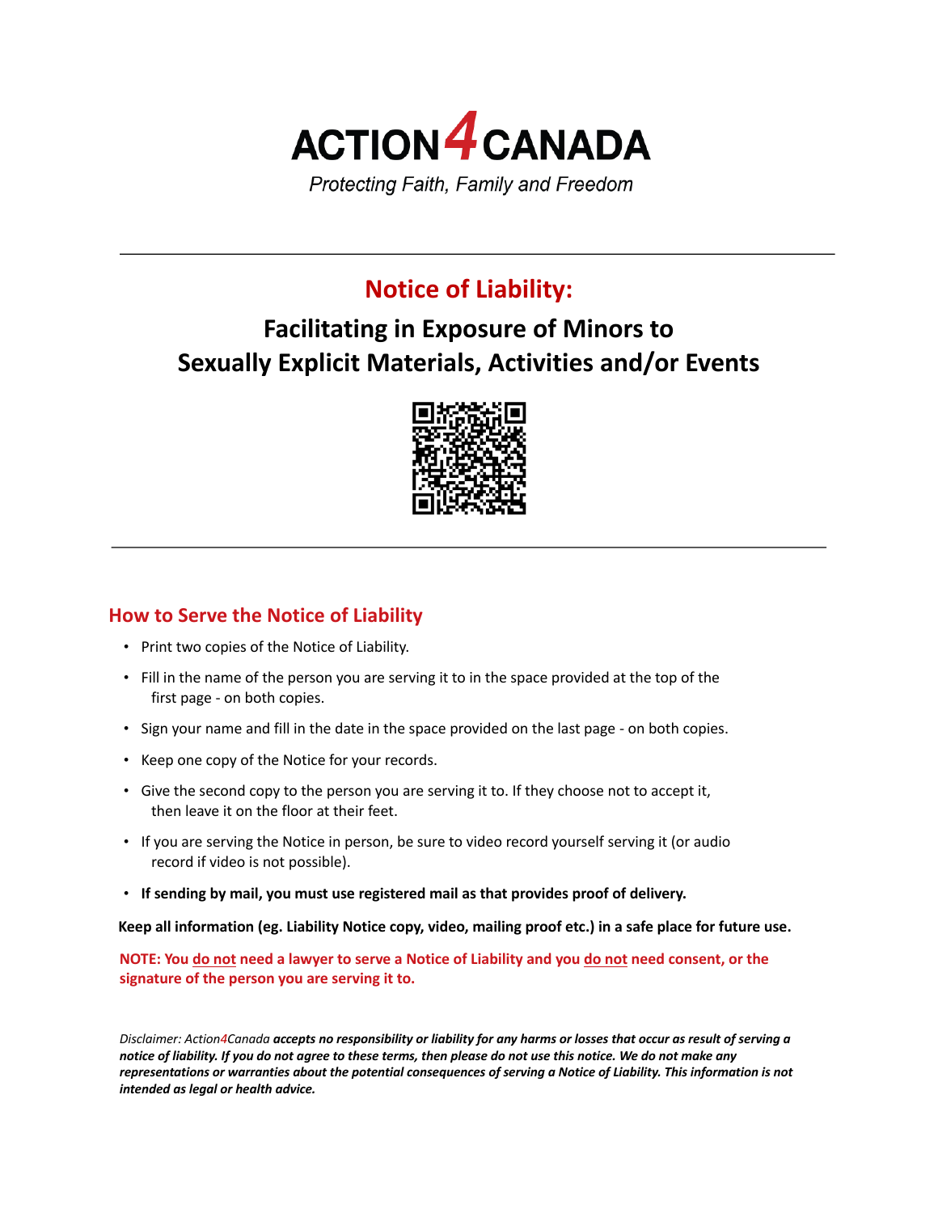# ACTION4CANADA

*Protecting Faith, Family and Freedom*

---

## Notice of Liability:

### Facilitating in Exposure of Minors to Sexually Explicit Materials, Activities and/or Events

---

## How to Serve the Notice of Liability

- Print two copies of the Notice of Liability.
- Fill in the name of the person you are serving it to in the space provided at the top of the first page - on both copies.
- Sign your name and fill in the date in the space provided on the last page - on both copies.
- Keep one copy of the Notice for your records.
- Give the second copy to the person you are serving it to. If they choose not to accept it, then leave it on the floor at their feet.
- If you are serving the Notice in person, be sure to video record yourself serving it (or audio record if video is not possible).
- **If sending by mail, you must use registered mail as that provides proof of delivery.**

**Keep all information (eg. Liability Notice copy, video, mailing proof etc.) in a safe place for future use.**

**NOTE: You do not need a lawyer to serve a Notice of Liability and you do not need consent, or the signature of the person you are serving it to.**

*Disclaimer: Action4Canada **accepts no responsibility or liability for any harms or losses that occur as result of serving a notice of liability. If you do not agree to these terms, then please do not use this notice. We do not make any representations or warranties about the potential consequences of serving a Notice of Liability. This information is not intended as legal or health advice.***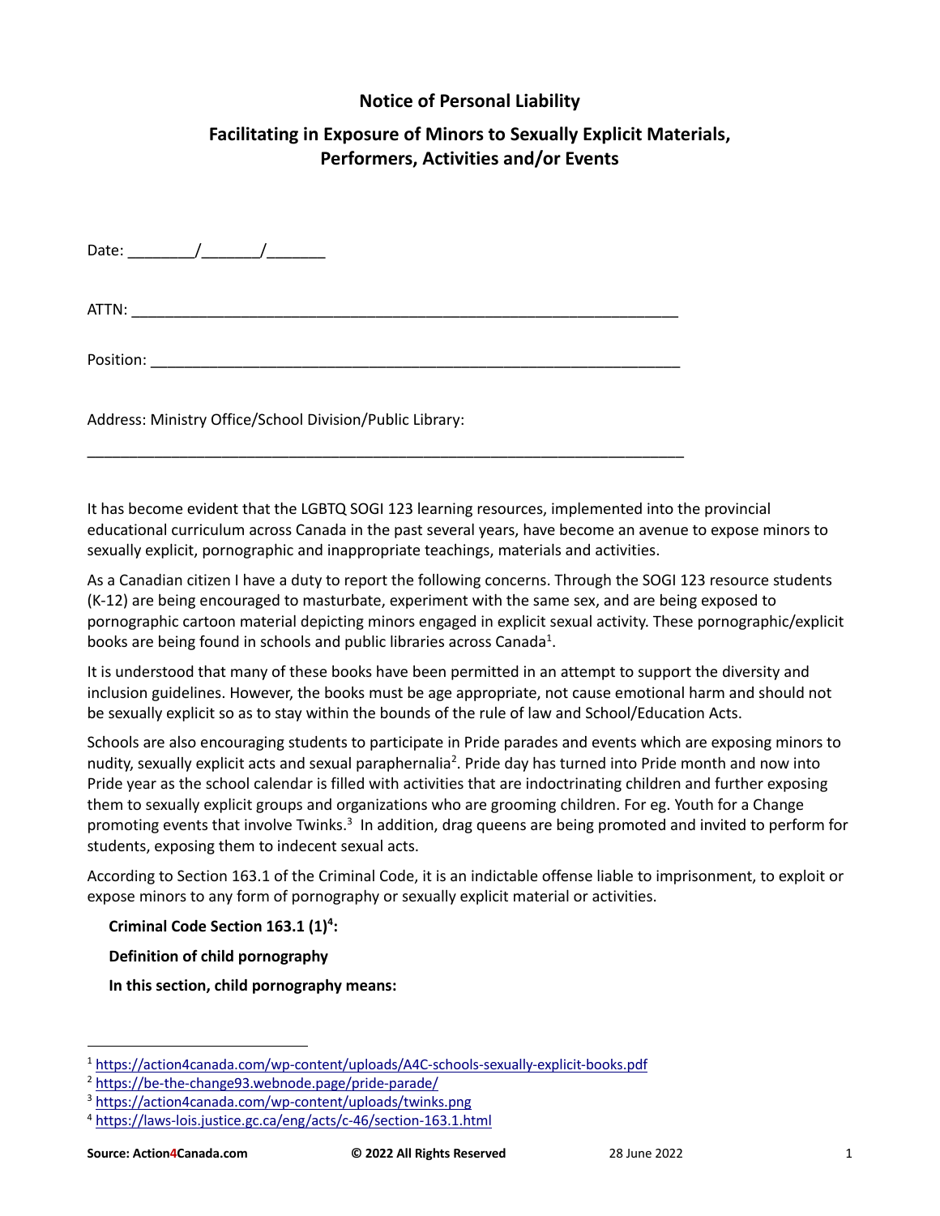## Notice of Personal Liability

### Facilitating in Exposure of Minors to Sexually Explicit Materials, Performers, Activities and/or Events

Date: ________/_______/_______

ATTN: ____________________________________________________________________

Position: __________________________________________________________________

Address: Ministry Office/School Division/Public Library:

___________________________________________________________________________

It has become evident that the LGBTQ SOGI 123 learning resources, implemented into the provincial educational curriculum across Canada in the past several years, have become an avenue to expose minors to sexually explicit, pornographic and inappropriate teachings, materials and activities.

As a Canadian citizen I have a duty to report the following concerns. Through the SOGI 123 resource students (K-12) are being encouraged to masturbate, experiment with the same sex, and are being exposed to pornographic cartoon material depicting minors engaged in explicit sexual activity. These pornographic/explicit books are being found in schools and public libraries across Canada[1].

It is understood that many of these books have been permitted in an attempt to support the diversity and inclusion guidelines. However, the books must be age appropriate, not cause emotional harm and should not be sexually explicit so as to stay within the bounds of the rule of law and School/Education Acts.

Schools are also encouraging students to participate in Pride parades and events which are exposing minors to nudity, sexually explicit acts and sexual paraphernalia[2]. Pride day has turned into Pride month and now into Pride year as the school calendar is filled with activities that are indoctrinating children and further exposing them to sexually explicit groups and organizations who are grooming children. For eg. Youth for a Change promoting events that involve Twinks.[3] In addition, drag queens are being promoted and invited to perform for students, exposing them to indecent sexual acts.

According to Section 163.1 of the Criminal Code, it is an indictable offense liable to imprisonment, to exploit or expose minors to any form of pornography or sexually explicit material or activities.

**Criminal Code Section 163.1 (1)[4]:**

**Definition of child pornography**

**In this section, child pornography means:**

---

[1] https://action4canada.com/wp-content/uploads/A4C-schools-sexually-explicit-books.pdf
[2] https://be-the-change93.webnode.page/pride-parade/
[3] https://action4canada.com/wp-content/uploads/twinks.png
[4] https://laws-lois.justice.gc.ca/eng/acts/c-46/section-163.1.html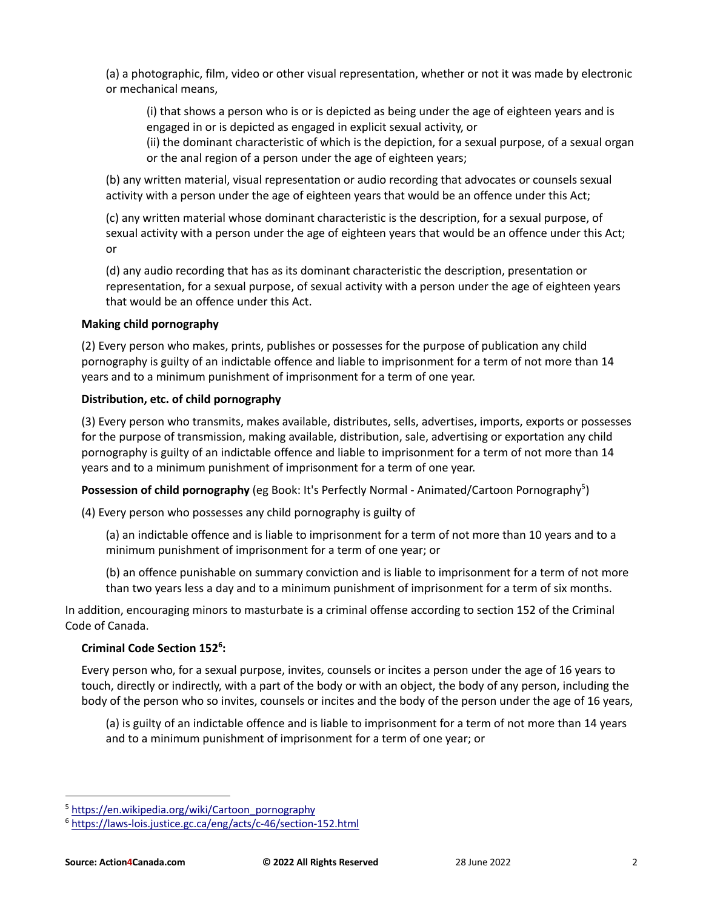(a) a photographic, film, video or other visual representation, whether or not it was made by electronic or mechanical means,

(i) that shows a person who is or is depicted as being under the age of eighteen years and is engaged in or is depicted as engaged in explicit sexual activity, or

(ii) the dominant characteristic of which is the depiction, for a sexual purpose, of a sexual organ or the anal region of a person under the age of eighteen years;

(b) any written material, visual representation or audio recording that advocates or counsels sexual activity with a person under the age of eighteen years that would be an offence under this Act;

(c) any written material whose dominant characteristic is the description, for a sexual purpose, of sexual activity with a person under the age of eighteen years that would be an offence under this Act; or

(d) any audio recording that has as its dominant characteristic the description, presentation or representation, for a sexual purpose, of sexual activity with a person under the age of eighteen years that would be an offence under this Act.

**Making child pornography**

(2) Every person who makes, prints, publishes or possesses for the purpose of publication any child pornography is guilty of an indictable offence and liable to imprisonment for a term of not more than 14 years and to a minimum punishment of imprisonment for a term of one year.

**Distribution, etc. of child pornography**

(3) Every person who transmits, makes available, distributes, sells, advertises, imports, exports or possesses for the purpose of transmission, making available, distribution, sale, advertising or exportation any child pornography is guilty of an indictable offence and liable to imprisonment for a term of not more than 14 years and to a minimum punishment of imprisonment for a term of one year.

**Possession of child pornography** (eg Book: It's Perfectly Normal - Animated/Cartoon Pornography[5])

(4) Every person who possesses any child pornography is guilty of

(a) an indictable offence and is liable to imprisonment for a term of not more than 10 years and to a minimum punishment of imprisonment for a term of one year; or

(b) an offence punishable on summary conviction and is liable to imprisonment for a term of not more than two years less a day and to a minimum punishment of imprisonment for a term of six months.

In addition, encouraging minors to masturbate is a criminal offense according to section 152 of the Criminal Code of Canada.

**Criminal Code Section 152[6]:**

Every person who, for a sexual purpose, invites, counsels or incites a person under the age of 16 years to touch, directly or indirectly, with a part of the body or with an object, the body of any person, including the body of the person who so invites, counsels or incites and the body of the person under the age of 16 years,

(a) is guilty of an indictable offence and is liable to imprisonment for a term of not more than 14 years and to a minimum punishment of imprisonment for a term of one year; or

---

[5] https://en.wikipedia.org/wiki/Cartoon_pornography

[6] https://laws-lois.justice.gc.ca/eng/acts/c-46/section-152.html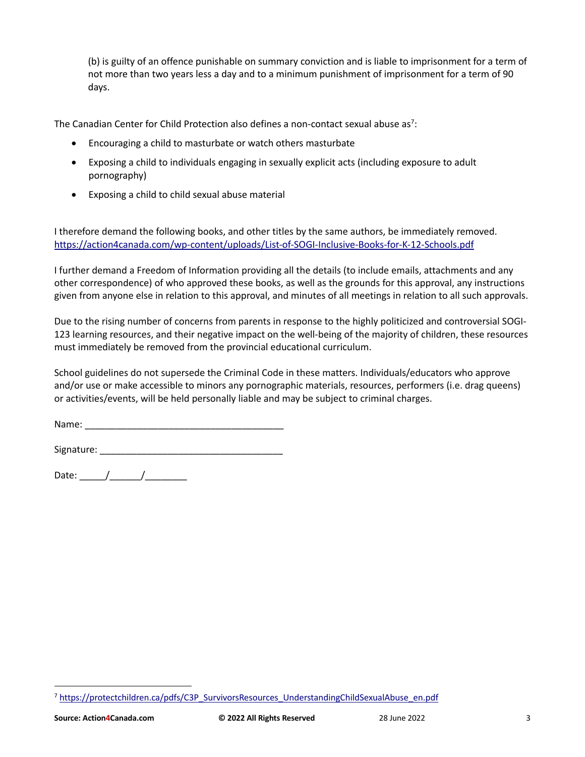(b) is guilty of an offence punishable on summary conviction and is liable to imprisonment for a term of not more than two years less a day and to a minimum punishment of imprisonment for a term of 90 days.

The Canadian Center for Child Protection also defines a non-contact sexual abuse as[7]:

- Encouraging a child to masturbate or watch others masturbate
- Exposing a child to individuals engaging in sexually explicit acts (including exposure to adult pornography)
- Exposing a child to child sexual abuse material

I therefore demand the following books, and other titles by the same authors, be immediately removed. https://action4canada.com/wp-content/uploads/List-of-SOGI-Inclusive-Books-for-K-12-Schools.pdf

I further demand a Freedom of Information providing all the details (to include emails, attachments and any other correspondence) of who approved these books, as well as the grounds for this approval, any instructions given from anyone else in relation to this approval, and minutes of all meetings in relation to all such approvals.

Due to the rising number of concerns from parents in response to the highly politicized and controversial SOGI-123 learning resources, and their negative impact on the well-being of the majority of children, these resources must immediately be removed from the provincial educational curriculum.

School guidelines do not supersede the Criminal Code in these matters. Individuals/educators who approve and/or use or make accessible to minors any pornographic materials, resources, performers (i.e. drag queens) or activities/events, will be held personally liable and may be subject to criminal charges.

Name: ______________________________________

Signature: ___________________________________

Date: _____/______/________

[7] https://protectchildren.ca/pdfs/C3P_SurvivorsResources_UnderstandingChildSexualAbuse_en.pdf